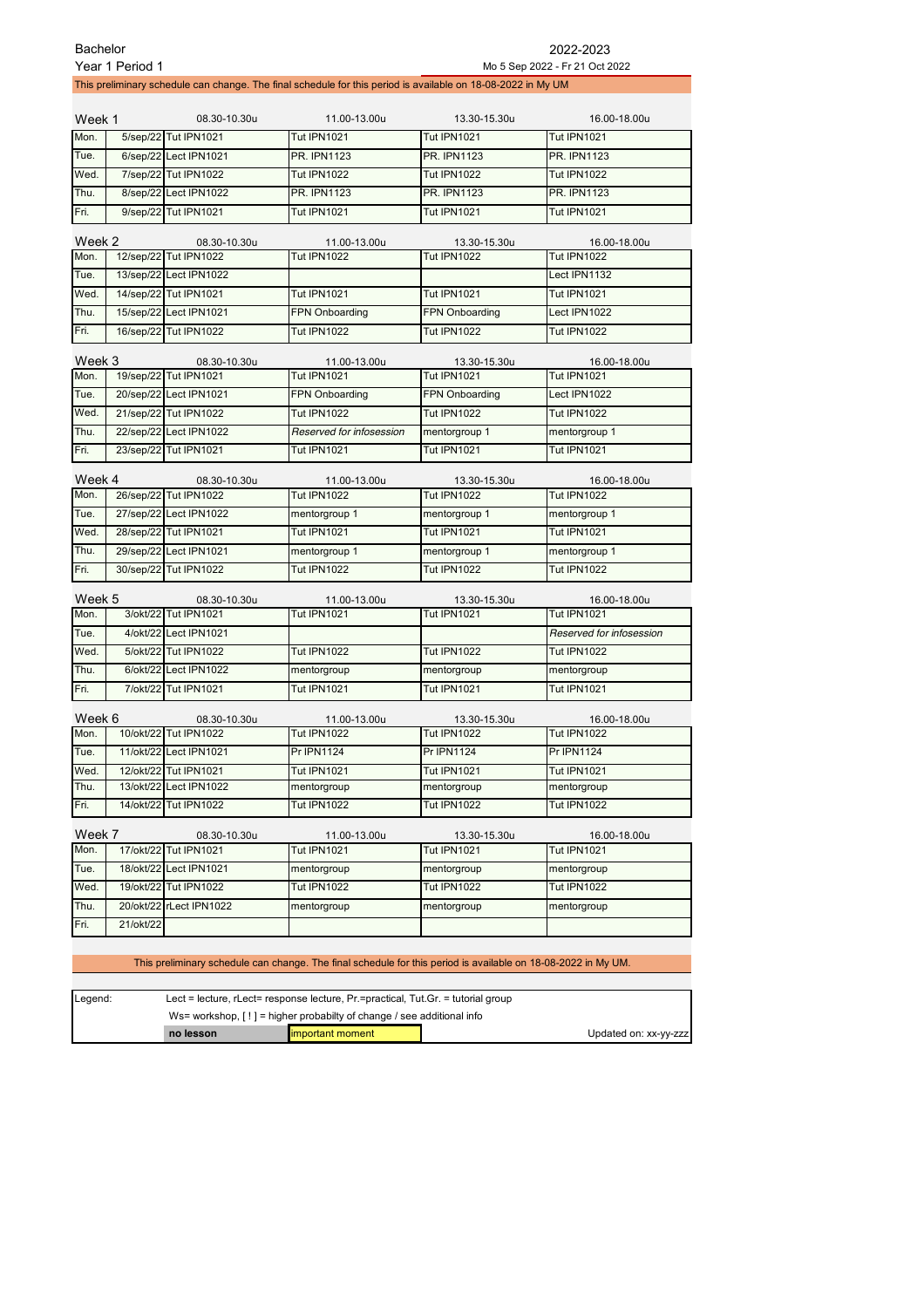Bachelor

Year 1 Period 1

2022-2023

Mo 5 Sep 2022 - Fr 21 Oct 2022

This preliminary schedule can change. The final schedule for this period is available on 18-08-2022 in My UM

**Week 1**

| | | 08.30-10.30u | 11.00-13.00u | 13.30-15.30u | 16.00-18.00u |
|---|---|---|---|---|---|
| Mon. | 5/sep/22 | Tut IPN1021 | Tut IPN1021 | Tut IPN1021 | Tut IPN1021 |
| Tue. | 6/sep/22 | Lect IPN1021 | PR. IPN1123 | PR. IPN1123 | PR. IPN1123 |
| Wed. | 7/sep/22 | Tut IPN1022 | Tut IPN1022 | Tut IPN1022 | Tut IPN1022 |
| Thu. | 8/sep/22 | Lect IPN1022 | PR. IPN1123 | PR. IPN1123 | PR. IPN1123 |
| Fri. | 9/sep/22 | Tut IPN1021 | Tut IPN1021 | Tut IPN1021 | Tut IPN1021 |

**Week 2**

| | | 08.30-10.30u | 11.00-13.00u | 13.30-15.30u | 16.00-18.00u |
|---|---|---|---|---|---|
| Mon. | 12/sep/22 | Tut IPN1022 | Tut IPN1022 | Tut IPN1022 | Tut IPN1022 |
| Tue. | 13/sep/22 | Lect IPN1022 | | | Lect IPN1132 |
| Wed. | 14/sep/22 | Tut IPN1021 | Tut IPN1021 | Tut IPN1021 | Tut IPN1021 |
| Thu. | 15/sep/22 | Lect IPN1021 | FPN Onboarding | FPN Onboarding | Lect IPN1022 |
| Fri. | 16/sep/22 | Tut IPN1022 | Tut IPN1022 | Tut IPN1022 | Tut IPN1022 |

**Week 3**

| | | 08.30-10.30u | 11.00-13.00u | 13.30-15.30u | 16.00-18.00u |
|---|---|---|---|---|---|
| Mon. | 19/sep/22 | Tut IPN1021 | Tut IPN1021 | Tut IPN1021 | Tut IPN1021 |
| Tue. | 20/sep/22 | Lect IPN1021 | FPN Onboarding | FPN Onboarding | Lect IPN1022 |
| Wed. | 21/sep/22 | Tut IPN1022 | Tut IPN1022 | Tut IPN1022 | Tut IPN1022 |
| Thu. | 22/sep/22 | Lect IPN1022 | *Reserved for infosession* | mentorgroup 1 | mentorgroup 1 |
| Fri. | 23/sep/22 | Tut IPN1021 | Tut IPN1021 | Tut IPN1021 | Tut IPN1021 |

**Week 4**

| | | 08.30-10.30u | 11.00-13.00u | 13.30-15.30u | 16.00-18.00u |
|---|---|---|---|---|---|
| Mon. | 26/sep/22 | Tut IPN1022 | Tut IPN1022 | Tut IPN1022 | Tut IPN1022 |
| Tue. | 27/sep/22 | Lect IPN1022 | mentorgroup 1 | mentorgroup 1 | mentorgroup 1 |
| Wed. | 28/sep/22 | Tut IPN1021 | Tut IPN1021 | Tut IPN1021 | Tut IPN1021 |
| Thu. | 29/sep/22 | Lect IPN1021 | mentorgroup 1 | mentorgroup 1 | mentorgroup 1 |
| Fri. | 30/sep/22 | Tut IPN1022 | Tut IPN1022 | Tut IPN1022 | Tut IPN1022 |

**Week 5**

| | | 08.30-10.30u | 11.00-13.00u | 13.30-15.30u | 16.00-18.00u |
|---|---|---|---|---|---|
| Mon. | 3/okt/22 | Tut IPN1021 | Tut IPN1021 | Tut IPN1021 | Tut IPN1021 |
| Tue. | 4/okt/22 | Lect IPN1021 | | | *Reserved for infosession* |
| Wed. | 5/okt/22 | Tut IPN1022 | Tut IPN1022 | Tut IPN1022 | Tut IPN1022 |
| Thu. | 6/okt/22 | Lect IPN1022 | mentorgroup | mentorgroup | mentorgroup |
| Fri. | 7/okt/22 | Tut IPN1021 | Tut IPN1021 | Tut IPN1021 | Tut IPN1021 |

**Week 6**

| | | 08.30-10.30u | 11.00-13.00u | 13.30-15.30u | 16.00-18.00u |
|---|---|---|---|---|---|
| Mon. | 10/okt/22 | Tut IPN1022 | Tut IPN1022 | Tut IPN1022 | Tut IPN1022 |
| Tue. | 11/okt/22 | Lect IPN1021 | Pr IPN1124 | Pr IPN1124 | Pr IPN1124 |
| Wed. | 12/okt/22 | Tut IPN1021 | Tut IPN1021 | Tut IPN1021 | Tut IPN1021 |
| Thu. | 13/okt/22 | Lect IPN1022 | mentorgroup | mentorgroup | mentorgroup |
| Fri. | 14/okt/22 | Tut IPN1022 | Tut IPN1022 | Tut IPN1022 | Tut IPN1022 |

**Week 7**

| | | 08.30-10.30u | 11.00-13.00u | 13.30-15.30u | 16.00-18.00u |
|---|---|---|---|---|---|
| Mon. | 17/okt/22 | Tut IPN1021 | Tut IPN1021 | Tut IPN1021 | Tut IPN1021 |
| Tue. | 18/okt/22 | Lect IPN1021 | mentorgroup | mentorgroup | mentorgroup |
| Wed. | 19/okt/22 | Tut IPN1022 | Tut IPN1022 | Tut IPN1022 | Tut IPN1022 |
| Thu. | 20/okt/22 | rLect IPN1022 | mentorgroup | mentorgroup | mentorgroup |
| Fri. | 21/okt/22 | | | | |

This preliminary schedule can change. The final schedule for this period is available on 18-08-2022 in My UM.

Legend: Lect = lecture, rLect= response lecture, Pr.=practical, Tut.Gr. = tutorial group

Ws= workshop, [ ! ] = higher probabilty of change / see additional info

**no lesson** | important moment

Updated on: xx-yy-zzz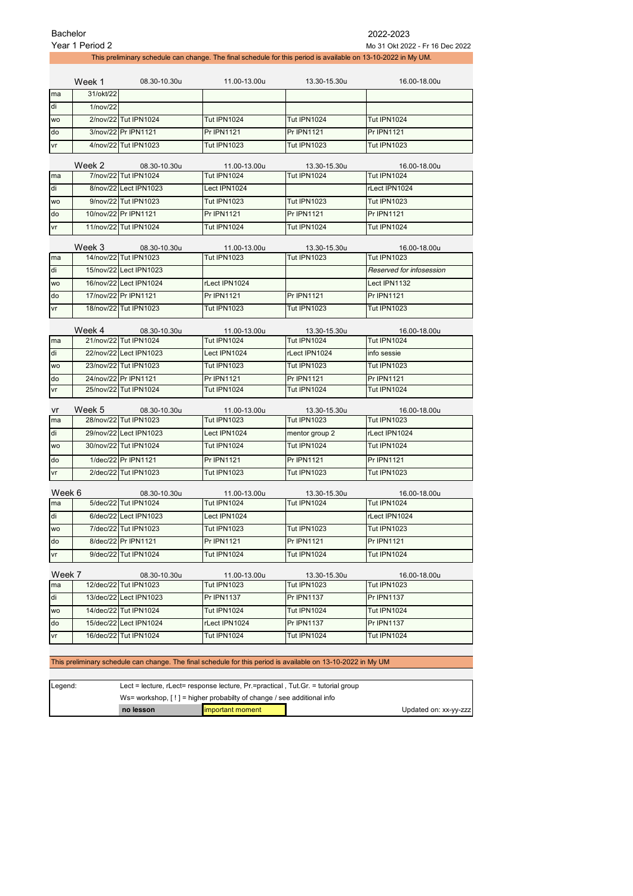Bachelor

Year 1 Period 2

2022-2023

Mo 31 Okt 2022 - Fr 16 Dec 2022

This preliminary schedule can change. The final schedule for this period is available on 13-10-2022 in My UM.

| | Week 1 | 08.30-10.30u | 11.00-13.00u | 13.30-15.30u | 16.00-18.00u |
|---|---|---|---|---|---|
| ma | 31/okt/22 | | | | |
| di | 1/nov/22 | | | | |
| wo | 2/nov/22 | Tut IPN1024 | Tut IPN1024 | Tut IPN1024 | Tut IPN1024 |
| do | 3/nov/22 | Pr IPN1121 | Pr IPN1121 | Pr IPN1121 | Pr IPN1121 |
| vr | 4/nov/22 | Tut IPN1023 | Tut IPN1023 | Tut IPN1023 | Tut IPN1023 |

| | Week 2 | 08.30-10.30u | 11.00-13.00u | 13.30-15.30u | 16.00-18.00u |
|---|---|---|---|---|---|
| ma | 7/nov/22 | Tut IPN1024 | Tut IPN1024 | Tut IPN1024 | Tut IPN1024 |
| di | 8/nov/22 | Lect IPN1023 | Lect IPN1024 | | rLect IPN1024 |
| wo | 9/nov/22 | Tut IPN1023 | Tut IPN1023 | Tut IPN1023 | Tut IPN1023 |
| do | 10/nov/22 | Pr IPN1121 | Pr IPN1121 | Pr IPN1121 | Pr IPN1121 |
| vr | 11/nov/22 | Tut IPN1024 | Tut IPN1024 | Tut IPN1024 | Tut IPN1024 |

| | Week 3 | 08.30-10.30u | 11.00-13.00u | 13.30-15.30u | 16.00-18.00u |
|---|---|---|---|---|---|
| ma | 14/nov/22 | Tut IPN1023 | Tut IPN1023 | Tut IPN1023 | Tut IPN1023 |
| di | 15/nov/22 | Lect IPN1023 | | | *Reserved for infosession* |
| wo | 16/nov/22 | Lect IPN1024 | rLect IPN1024 | | Lect IPN1132 |
| do | 17/nov/22 | Pr IPN1121 | Pr IPN1121 | Pr IPN1121 | Pr IPN1121 |
| vr | 18/nov/22 | Tut IPN1023 | Tut IPN1023 | Tut IPN1023 | Tut IPN1023 |

| | Week 4 | 08.30-10.30u | 11.00-13.00u | 13.30-15.30u | 16.00-18.00u |
|---|---|---|---|---|---|
| ma | 21/nov/22 | Tut IPN1024 | Tut IPN1024 | Tut IPN1024 | Tut IPN1024 |
| di | 22/nov/22 | Lect IPN1023 | Lect IPN1024 | rLect IPN1024 | info sessie |
| wo | 23/nov/22 | Tut IPN1023 | Tut IPN1023 | Tut IPN1023 | Tut IPN1023 |
| do | 24/nov/22 | Pr IPN1121 | Pr IPN1121 | Pr IPN1121 | Pr IPN1121 |
| vr | 25/nov/22 | Tut IPN1024 | Tut IPN1024 | Tut IPN1024 | Tut IPN1024 |

| vr | Week 5 | 08.30-10.30u | 11.00-13.00u | 13.30-15.30u | 16.00-18.00u |
|---|---|---|---|---|---|
| ma | 28/nov/22 | Tut IPN1023 | Tut IPN1023 | Tut IPN1023 | Tut IPN1023 |
| di | 29/nov/22 | Lect IPN1023 | Lect IPN1024 | mentor group 2 | rLect IPN1024 |
| wo | 30/nov/22 | Tut IPN1024 | Tut IPN1024 | Tut IPN1024 | Tut IPN1024 |
| do | 1/dec/22 | Pr IPN1121 | Pr IPN1121 | Pr IPN1121 | Pr IPN1121 |
| vr | 2/dec/22 | Tut IPN1023 | Tut IPN1023 | Tut IPN1023 | Tut IPN1023 |

| Week 6 | | 08.30-10.30u | 11.00-13.00u | 13.30-15.30u | 16.00-18.00u |
|---|---|---|---|---|---|
| ma | 5/dec/22 | Tut IPN1024 | Tut IPN1024 | Tut IPN1024 | Tut IPN1024 |
| di | 6/dec/22 | Lect IPN1023 | Lect IPN1024 | | rLect IPN1024 |
| wo | 7/dec/22 | Tut IPN1023 | Tut IPN1023 | Tut IPN1023 | Tut IPN1023 |
| do | 8/dec/22 | Pr IPN1121 | Pr IPN1121 | Pr IPN1121 | Pr IPN1121 |
| vr | 9/dec/22 | Tut IPN1024 | Tut IPN1024 | Tut IPN1024 | Tut IPN1024 |

| Week 7 | | 08.30-10.30u | 11.00-13.00u | 13.30-15.30u | 16.00-18.00u |
|---|---|---|---|---|---|
| ma | 12/dec/22 | Tut IPN1023 | Tut IPN1023 | Tut IPN1023 | Tut IPN1023 |
| di | 13/dec/22 | Lect IPN1023 | Pr IPN1137 | Pr IPN1137 | Pr IPN1137 |
| wo | 14/dec/22 | Tut IPN1024 | Tut IPN1024 | Tut IPN1024 | Tut IPN1024 |
| do | 15/dec/22 | Lect IPN1024 | rLect IPN1024 | Pr IPN1137 | Pr IPN1137 |
| vr | 16/dec/22 | Tut IPN1024 | Tut IPN1024 | Tut IPN1024 | Tut IPN1024 |

This preliminary schedule can change. The final schedule for this period is available on 13-10-2022 in My UM

| Legend: | | | |
|---|---|---|---|
| | Lect = lecture, rLect= response lecture, Pr.=practical , Tut.Gr. = tutorial group | | |
| | Ws= workshop, [ ! ] = higher probabilty of change / see additional info | | |
| | **no lesson** | important moment | Updated on: xx-yy-zzz |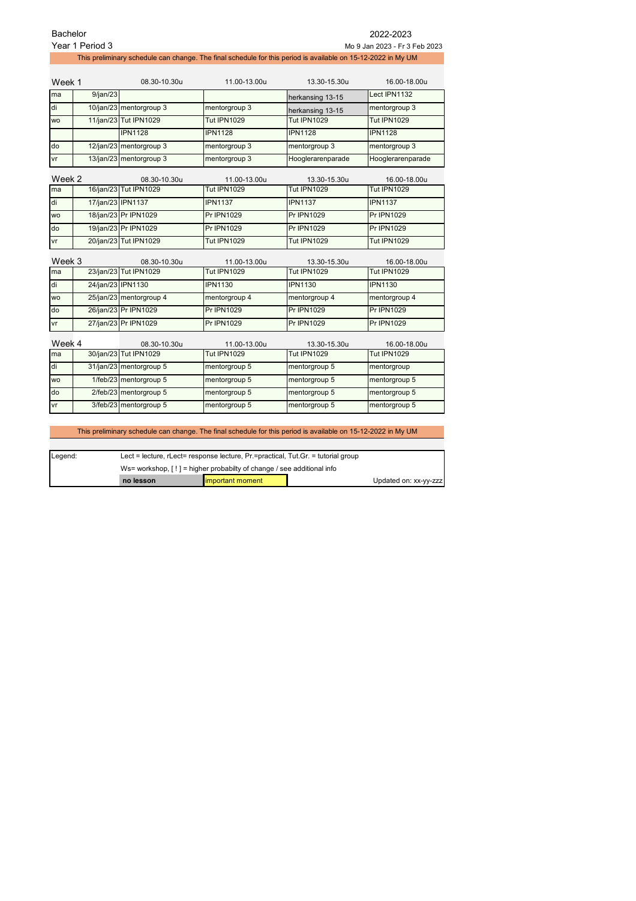Bachelor
Year 1 Period 3

2022-2023
Mo 9 Jan 2023 - Fr 3 Feb 2023

This preliminary schedule can change. The final schedule for this period is available on 15-12-2022 in My UM

| Week 1 | | 08.30-10.30u | 11.00-13.00u | 13.30-15.30u | 16.00-18.00u |
|---|---|---|---|---|---|
| ma | 9/jan/23 | | | herkansing 13-15 | Lect IPN1132 |
| di | 10/jan/23 | mentorgroup 3 | mentorgroup 3 | herkansing 13-15 | mentorgroup 3 |
| wo | 11/jan/23 | Tut IPN1029 | Tut IPN1029 | Tut IPN1029 | Tut IPN1029 |
| | | IPN1128 | IPN1128 | IPN1128 | IPN1128 |
| do | 12/jan/23 | mentorgroup 3 | mentorgroup 3 | mentorgroup 3 | mentorgroup 3 |
| vr | 13/jan/23 | mentorgroup 3 | mentorgroup 3 | Hooglerarenparade | Hooglerarenparade |

| Week 2 | | 08.30-10.30u | 11.00-13.00u | 13.30-15.30u | 16.00-18.00u |
|---|---|---|---|---|---|
| ma | 16/jan/23 | Tut IPN1029 | Tut IPN1029 | Tut IPN1029 | Tut IPN1029 |
| di | 17/jan/23 | IPN1137 | IPN1137 | IPN1137 | IPN1137 |
| wo | 18/jan/23 | Pr IPN1029 | Pr IPN1029 | Pr IPN1029 | Pr IPN1029 |
| do | 19/jan/23 | Pr IPN1029 | Pr IPN1029 | Pr IPN1029 | Pr IPN1029 |
| vr | 20/jan/23 | Tut IPN1029 | Tut IPN1029 | Tut IPN1029 | Tut IPN1029 |

| Week 3 | | 08.30-10.30u | 11.00-13.00u | 13.30-15.30u | 16.00-18.00u |
|---|---|---|---|---|---|
| ma | 23/jan/23 | Tut IPN1029 | Tut IPN1029 | Tut IPN1029 | Tut IPN1029 |
| di | 24/jan/23 | IPN1130 | IPN1130 | IPN1130 | IPN1130 |
| wo | 25/jan/23 | mentorgroup 4 | mentorgroup 4 | mentorgroup 4 | mentorgroup 4 |
| do | 26/jan/23 | Pr IPN1029 | Pr IPN1029 | Pr IPN1029 | Pr IPN1029 |
| vr | 27/jan/23 | Pr IPN1029 | Pr IPN1029 | Pr IPN1029 | Pr IPN1029 |

| Week 4 | | 08.30-10.30u | 11.00-13.00u | 13.30-15.30u | 16.00-18.00u |
|---|---|---|---|---|---|
| ma | 30/jan/23 | Tut IPN1029 | Tut IPN1029 | Tut IPN1029 | Tut IPN1029 |
| di | 31/jan/23 | mentorgroup 5 | mentorgroup 5 | mentorgroup 5 | mentorgroup |
| wo | 1/feb/23 | mentorgroup 5 | mentorgroup 5 | mentorgroup 5 | mentorgroup 5 |
| do | 2/feb/23 | mentorgroup 5 | mentorgroup 5 | mentorgroup 5 | mentorgroup 5 |
| vr | 3/feb/23 | mentorgroup 5 | mentorgroup 5 | mentorgroup 5 | mentorgroup 5 |

This preliminary schedule can change. The final schedule for this period is available on 15-12-2022 in My UM

| Legend: | Lect = lecture, rLect= response lecture, Pr.=practical, Tut.Gr. = tutorial group | | |
|---|---|---|---|
| | Ws= workshop, [ ! ] = higher probabilty of change / see additional info | | |
| | **no lesson** | important moment | Updated on: xx-yy-zzz |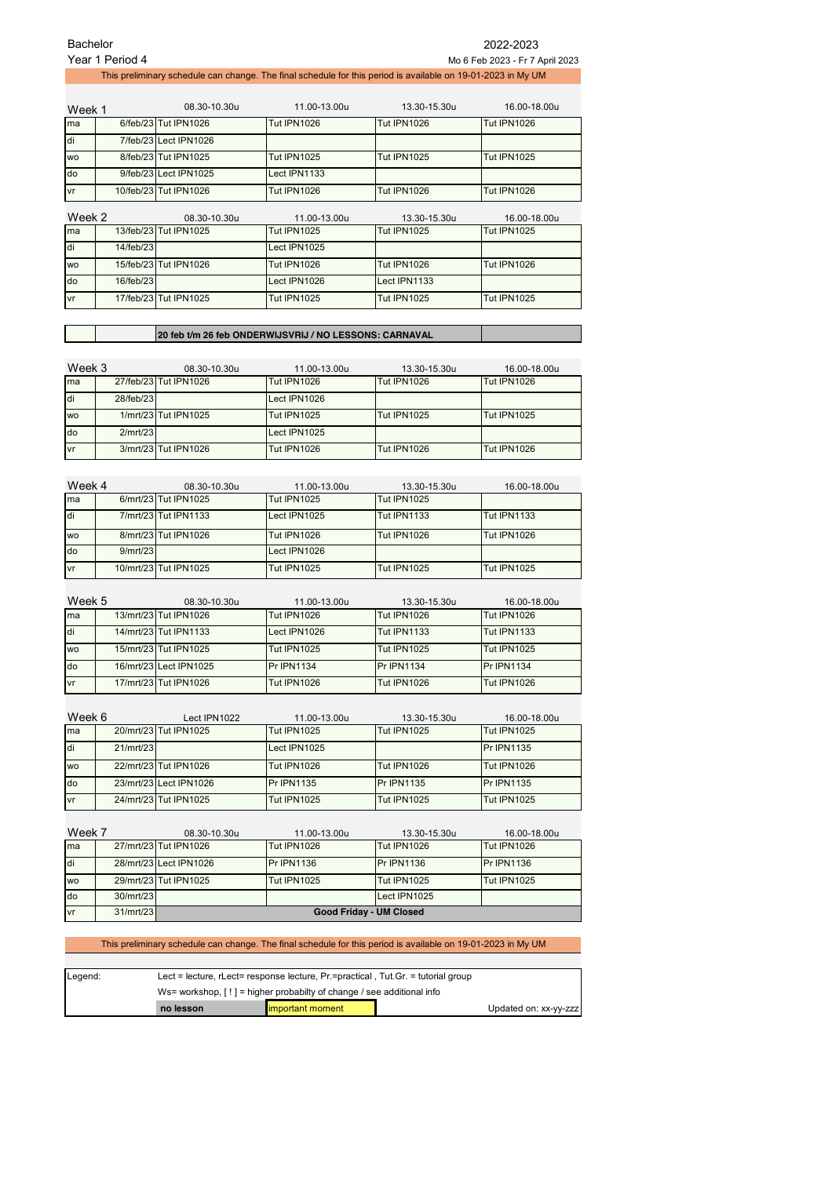Bachelor

Year 1 Period 4

2022-2023

Mo 6 Feb 2023 - Fr 7 April 2023

This preliminary schedule can change. The final schedule for this period is available on 19-01-2023 in My UM

| Week 1 | | 08.30-10.30u | 11.00-13.00u | 13.30-15.30u | 16.00-18.00u |
|---|---|---|---|---|---|
| ma | 6/feb/23 | Tut IPN1026 | Tut IPN1026 | Tut IPN1026 | Tut IPN1026 |
| di | 7/feb/23 | Lect IPN1026 | | | |
| wo | 8/feb/23 | Tut IPN1025 | Tut IPN1025 | Tut IPN1025 | Tut IPN1025 |
| do | 9/feb/23 | Lect IPN1025 | Lect IPN1133 | | |
| vr | 10/feb/23 | Tut IPN1026 | Tut IPN1026 | Tut IPN1026 | Tut IPN1026 |

| Week 2 | | 08.30-10.30u | 11.00-13.00u | 13.30-15.30u | 16.00-18.00u |
|---|---|---|---|---|---|
| ma | 13/feb/23 | Tut IPN1025 | Tut IPN1025 | Tut IPN1025 | Tut IPN1025 |
| di | 14/feb/23 | | Lect IPN1025 | | |
| wo | 15/feb/23 | Tut IPN1026 | Tut IPN1026 | Tut IPN1026 | Tut IPN1026 |
| do | 16/feb/23 | | Lect IPN1026 | Lect IPN1133 | |
| vr | 17/feb/23 | Tut IPN1025 | Tut IPN1025 | Tut IPN1025 | Tut IPN1025 |

**20 feb t/m 26 feb ONDERWIJSVRIJ / NO LESSONS: CARNAVAL**

| Week 3 | | 08.30-10.30u | 11.00-13.00u | 13.30-15.30u | 16.00-18.00u |
|---|---|---|---|---|---|
| ma | 27/feb/23 | Tut IPN1026 | Tut IPN1026 | Tut IPN1026 | Tut IPN1026 |
| di | 28/feb/23 | | Lect IPN1026 | | |
| wo | 1/mrt/23 | Tut IPN1025 | Tut IPN1025 | Tut IPN1025 | Tut IPN1025 |
| do | 2/mrt/23 | | Lect IPN1025 | | |
| vr | 3/mrt/23 | Tut IPN1026 | Tut IPN1026 | Tut IPN1026 | Tut IPN1026 |

| Week 4 | | 08.30-10.30u | 11.00-13.00u | 13.30-15.30u | 16.00-18.00u |
|---|---|---|---|---|---|
| ma | 6/mrt/23 | Tut IPN1025 | Tut IPN1025 | Tut IPN1025 | |
| di | 7/mrt/23 | Tut IPN1133 | Lect IPN1025 | Tut IPN1133 | Tut IPN1133 |
| wo | 8/mrt/23 | Tut IPN1026 | Tut IPN1026 | Tut IPN1026 | Tut IPN1026 |
| do | 9/mrt/23 | | Lect IPN1026 | | |
| vr | 10/mrt/23 | Tut IPN1025 | Tut IPN1025 | Tut IPN1025 | Tut IPN1025 |

| Week 5 | | 08.30-10.30u | 11.00-13.00u | 13.30-15.30u | 16.00-18.00u |
|---|---|---|---|---|---|
| ma | 13/mrt/23 | Tut IPN1026 | Tut IPN1026 | Tut IPN1026 | Tut IPN1026 |
| di | 14/mrt/23 | Tut IPN1133 | Lect IPN1026 | Tut IPN1133 | Tut IPN1133 |
| wo | 15/mrt/23 | Tut IPN1025 | Tut IPN1025 | Tut IPN1025 | Tut IPN1025 |
| do | 16/mrt/23 | Lect IPN1025 | Pr IPN1134 | Pr IPN1134 | Pr IPN1134 |
| vr | 17/mrt/23 | Tut IPN1026 | Tut IPN1026 | Tut IPN1026 | Tut IPN1026 |

| Week 6 | | Lect IPN1022 | 11.00-13.00u | 13.30-15.30u | 16.00-18.00u |
|---|---|---|---|---|---|
| ma | 20/mrt/23 | Tut IPN1025 | Tut IPN1025 | Tut IPN1025 | Tut IPN1025 |
| di | 21/mrt/23 | | Lect IPN1025 | | Pr IPN1135 |
| wo | 22/mrt/23 | Tut IPN1026 | Tut IPN1026 | Tut IPN1026 | Tut IPN1026 |
| do | 23/mrt/23 | Lect IPN1026 | Pr IPN1135 | Pr IPN1135 | Pr IPN1135 |
| vr | 24/mrt/23 | Tut IPN1025 | Tut IPN1025 | Tut IPN1025 | Tut IPN1025 |

| Week 7 | | 08.30-10.30u | 11.00-13.00u | 13.30-15.30u | 16.00-18.00u |
|---|---|---|---|---|---|
| ma | 27/mrt/23 | Tut IPN1026 | Tut IPN1026 | Tut IPN1026 | Tut IPN1026 |
| di | 28/mrt/23 | Lect IPN1026 | Pr IPN1136 | Pr IPN1136 | Pr IPN1136 |
| wo | 29/mrt/23 | Tut IPN1025 | Tut IPN1025 | Tut IPN1025 | Tut IPN1025 |
| do | 30/mrt/23 | | | Lect IPN1025 | |
| vr | 31/mrt/23 | **Good Friday - UM Closed** | | | |

This preliminary schedule can change. The final schedule for this period is available on 19-01-2023 in My UM

| Legend: | Lect = lecture, rLect= response lecture, Pr.=practical , Tut.Gr. = tutorial group | | |
|---|---|---|---|
| | Ws= workshop, [ ! ] = higher probabilty of change / see additional info | | |
| | **no lesson** | important moment | Updated on: xx-yy-zzz |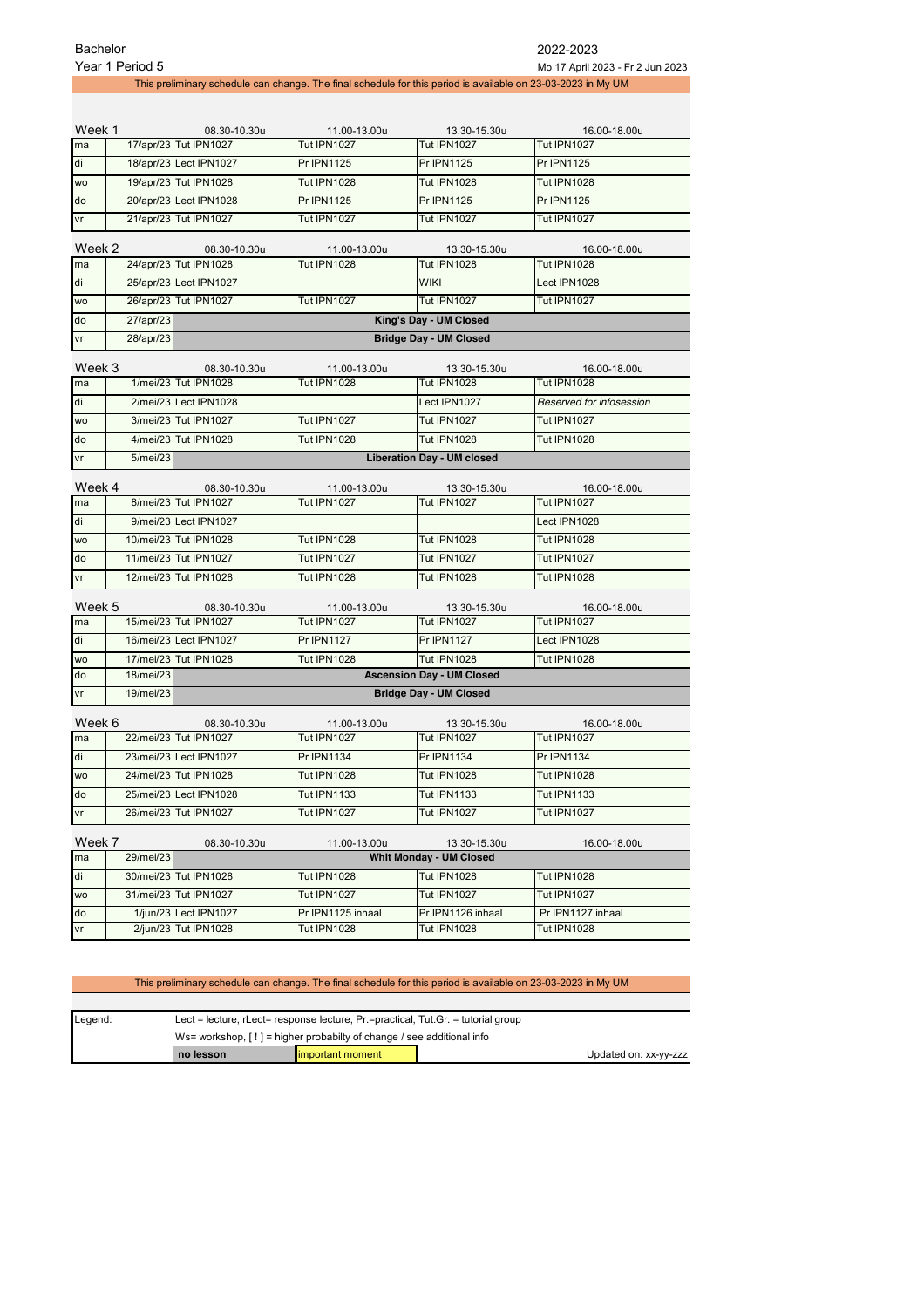Bachelor

Year 1 Period 5

2022-2023

Mo 17 April 2023 - Fr 2 Jun 2023

This preliminary schedule can change. The final schedule for this period is available on 23-03-2023 in My UM

| Week 1 | | 08.30-10.30u | 11.00-13.00u | 13.30-15.30u | 16.00-18.00u |
|---|---|---|---|---|---|
| ma | 17/apr/23 | Tut IPN1027 | Tut IPN1027 | Tut IPN1027 | Tut IPN1027 |
| di | 18/apr/23 | Lect IPN1027 | Pr IPN1125 | Pr IPN1125 | Pr IPN1125 |
| wo | 19/apr/23 | Tut IPN1028 | Tut IPN1028 | Tut IPN1028 | Tut IPN1028 |
| do | 20/apr/23 | Lect IPN1028 | Pr IPN1125 | Pr IPN1125 | Pr IPN1125 |
| vr | 21/apr/23 | Tut IPN1027 | Tut IPN1027 | Tut IPN1027 | Tut IPN1027 |

| Week 2 | | 08.30-10.30u | 11.00-13.00u | 13.30-15.30u | 16.00-18.00u |
|---|---|---|---|---|---|
| ma | 24/apr/23 | Tut IPN1028 | Tut IPN1028 | Tut IPN1028 | Tut IPN1028 |
| di | 25/apr/23 | Lect IPN1027 | | WIKI | Lect IPN1028 |
| wo | 26/apr/23 | Tut IPN1027 | Tut IPN1027 | Tut IPN1027 | Tut IPN1027 |
| do | 27/apr/23 | **King's Day - UM Closed** | | | |
| vr | 28/apr/23 | **Bridge Day - UM Closed** | | | |

| Week 3 | | 08.30-10.30u | 11.00-13.00u | 13.30-15.30u | 16.00-18.00u |
|---|---|---|---|---|---|
| ma | 1/mei/23 | Tut IPN1028 | Tut IPN1028 | Tut IPN1028 | Tut IPN1028 |
| di | 2/mei/23 | Lect IPN1028 | | Lect IPN1027 | *Reserved for infosession* |
| wo | 3/mei/23 | Tut IPN1027 | Tut IPN1027 | Tut IPN1027 | Tut IPN1027 |
| do | 4/mei/23 | Tut IPN1028 | Tut IPN1028 | Tut IPN1028 | Tut IPN1028 |
| vr | 5/mei/23 | **Liberation Day - UM closed** | | | |

| Week 4 | | 08.30-10.30u | 11.00-13.00u | 13.30-15.30u | 16.00-18.00u |
|---|---|---|---|---|---|
| ma | 8/mei/23 | Tut IPN1027 | Tut IPN1027 | Tut IPN1027 | Tut IPN1027 |
| di | 9/mei/23 | Lect IPN1027 | | | Lect IPN1028 |
| wo | 10/mei/23 | Tut IPN1028 | Tut IPN1028 | Tut IPN1028 | Tut IPN1028 |
| do | 11/mei/23 | Tut IPN1027 | Tut IPN1027 | Tut IPN1027 | Tut IPN1027 |
| vr | 12/mei/23 | Tut IPN1028 | Tut IPN1028 | Tut IPN1028 | Tut IPN1028 |

| Week 5 | | 08.30-10.30u | 11.00-13.00u | 13.30-15.30u | 16.00-18.00u |
|---|---|---|---|---|---|
| ma | 15/mei/23 | Tut IPN1027 | Tut IPN1027 | Tut IPN1027 | Tut IPN1027 |
| di | 16/mei/23 | Lect IPN1027 | Pr IPN1127 | Pr IPN1127 | Lect IPN1028 |
| wo | 17/mei/23 | Tut IPN1028 | Tut IPN1028 | Tut IPN1028 | Tut IPN1028 |
| do | 18/mei/23 | **Ascension Day - UM Closed** | | | |
| vr | 19/mei/23 | **Bridge Day - UM Closed** | | | |

| Week 6 | | 08.30-10.30u | 11.00-13.00u | 13.30-15.30u | 16.00-18.00u |
|---|---|---|---|---|---|
| ma | 22/mei/23 | Tut IPN1027 | Tut IPN1027 | Tut IPN1027 | Tut IPN1027 |
| di | 23/mei/23 | Lect IPN1027 | Pr IPN1134 | Pr IPN1134 | Pr IPN1134 |
| wo | 24/mei/23 | Tut IPN1028 | Tut IPN1028 | Tut IPN1028 | Tut IPN1028 |
| do | 25/mei/23 | Lect IPN1028 | Tut IPN1133 | Tut IPN1133 | Tut IPN1133 |
| vr | 26/mei/23 | Tut IPN1027 | Tut IPN1027 | Tut IPN1027 | Tut IPN1027 |

| Week 7 | | 08.30-10.30u | 11.00-13.00u | 13.30-15.30u | 16.00-18.00u |
|---|---|---|---|---|---|
| ma | 29/mei/23 | **Whit Monday - UM Closed** | | | |
| di | 30/mei/23 | Tut IPN1028 | Tut IPN1028 | Tut IPN1028 | Tut IPN1028 |
| wo | 31/mei/23 | Tut IPN1027 | Tut IPN1027 | Tut IPN1027 | Tut IPN1027 |
| do | 1/jun/23 | Lect IPN1027 | Pr IPN1125 inhaal | Pr IPN1126 inhaal | Pr IPN1127 inhaal |
| vr | 2/jun/23 | Tut IPN1028 | Tut IPN1028 | Tut IPN1028 | Tut IPN1028 |

This preliminary schedule can change. The final schedule for this period is available on 23-03-2023 in My UM

| Legend: | Lect = lecture, rLect= response lecture, Pr.=practical, Tut.Gr. = tutorial group | | |
|---|---|---|---|
| | Ws= workshop, [ ! ] = higher probabilty of change / see additional info | | |
| | **no lesson** | important moment | Updated on: xx-yy-zzz |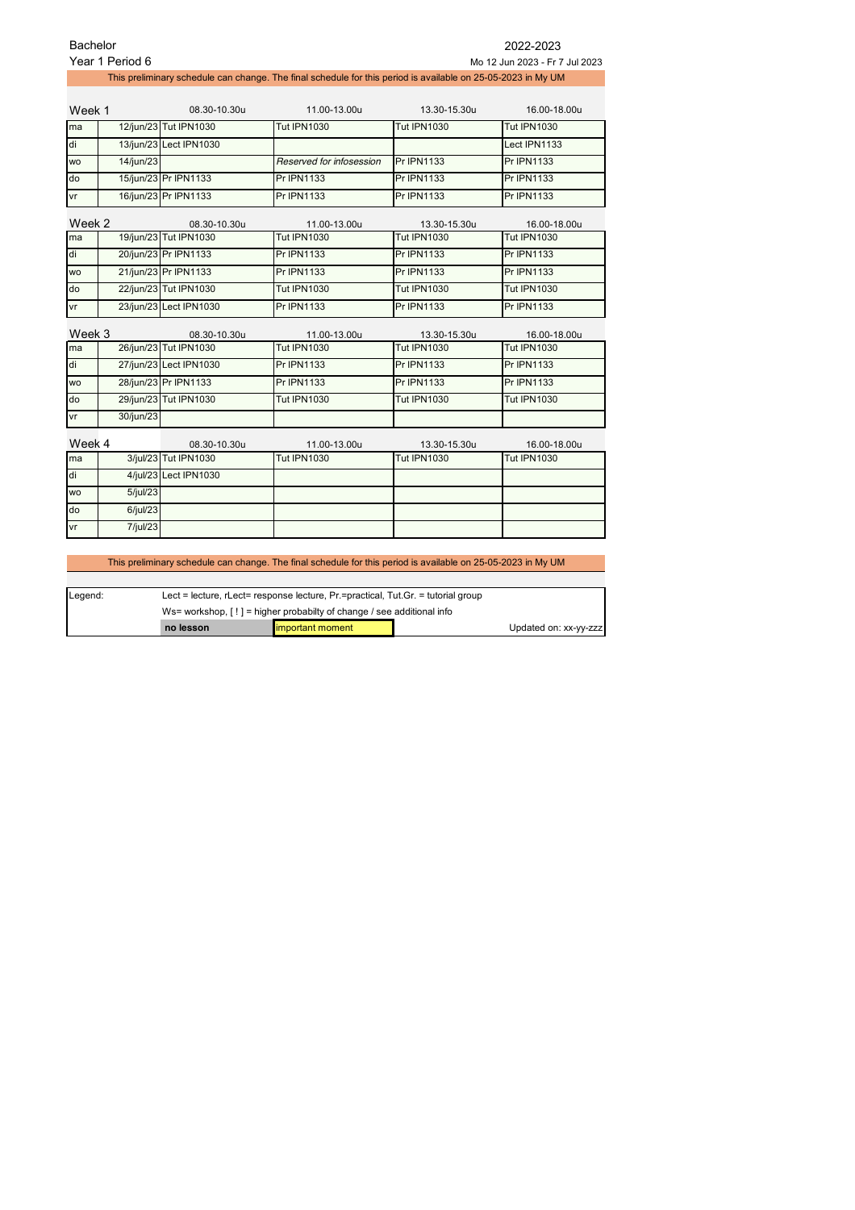Bachelor | 2022-2023

Year 1 Period 6 | Mo 12 Jun 2023 - Fr 7 Jul 2023

This preliminary schedule can change. The final schedule for this period is available on 25-05-2023 in My UM

| Week 1 | | 08.30-10.30u | 11.00-13.00u | 13.30-15.30u | 16.00-18.00u |
|---|---|---|---|---|---|
| ma | 12/jun/23 | Tut IPN1030 | Tut IPN1030 | Tut IPN1030 | Tut IPN1030 |
| di | 13/jun/23 | Lect IPN1030 | | | Lect IPN1133 |
| wo | 14/jun/23 | | *Reserved for infosession* | Pr IPN1133 | Pr IPN1133 |
| do | 15/jun/23 | Pr IPN1133 | Pr IPN1133 | Pr IPN1133 | Pr IPN1133 |
| vr | 16/jun/23 | Pr IPN1133 | Pr IPN1133 | Pr IPN1133 | Pr IPN1133 |

| Week 2 | | 08.30-10.30u | 11.00-13.00u | 13.30-15.30u | 16.00-18.00u |
|---|---|---|---|---|---|
| ma | 19/jun/23 | Tut IPN1030 | Tut IPN1030 | Tut IPN1030 | Tut IPN1030 |
| di | 20/jun/23 | Pr IPN1133 | Pr IPN1133 | Pr IPN1133 | Pr IPN1133 |
| wo | 21/jun/23 | Pr IPN1133 | Pr IPN1133 | Pr IPN1133 | Pr IPN1133 |
| do | 22/jun/23 | Tut IPN1030 | Tut IPN1030 | Tut IPN1030 | Tut IPN1030 |
| vr | 23/jun/23 | Lect IPN1030 | Pr IPN1133 | Pr IPN1133 | Pr IPN1133 |

| Week 3 | | 08.30-10.30u | 11.00-13.00u | 13.30-15.30u | 16.00-18.00u |
|---|---|---|---|---|---|
| ma | 26/jun/23 | Tut IPN1030 | Tut IPN1030 | Tut IPN1030 | Tut IPN1030 |
| di | 27/jun/23 | Lect IPN1030 | Pr IPN1133 | Pr IPN1133 | Pr IPN1133 |
| wo | 28/jun/23 | Pr IPN1133 | Pr IPN1133 | Pr IPN1133 | Pr IPN1133 |
| do | 29/jun/23 | Tut IPN1030 | Tut IPN1030 | Tut IPN1030 | Tut IPN1030 |
| vr | 30/jun/23 | | | | |

| Week 4 | | 08.30-10.30u | 11.00-13.00u | 13.30-15.30u | 16.00-18.00u |
|---|---|---|---|---|---|
| ma | 3/jul/23 | Tut IPN1030 | Tut IPN1030 | Tut IPN1030 | Tut IPN1030 |
| di | 4/jul/23 | Lect IPN1030 | | | |
| wo | 5/jul/23 | | | | |
| do | 6/jul/23 | | | | |
| vr | 7/jul/23 | | | | |

This preliminary schedule can change. The final schedule for this period is available on 25-05-2023 in My UM

| | | | | |
|---|---|---|---|---|
| Legend: | Lect = lecture, rLect= response lecture, Pr.=practical, Tut.Gr. = tutorial group | | | |
| | Ws= workshop, [ ! ] = higher probabilty of change / see additional info | | | |
| | **no lesson** | important moment | | Updated on: xx-yy-zzz |